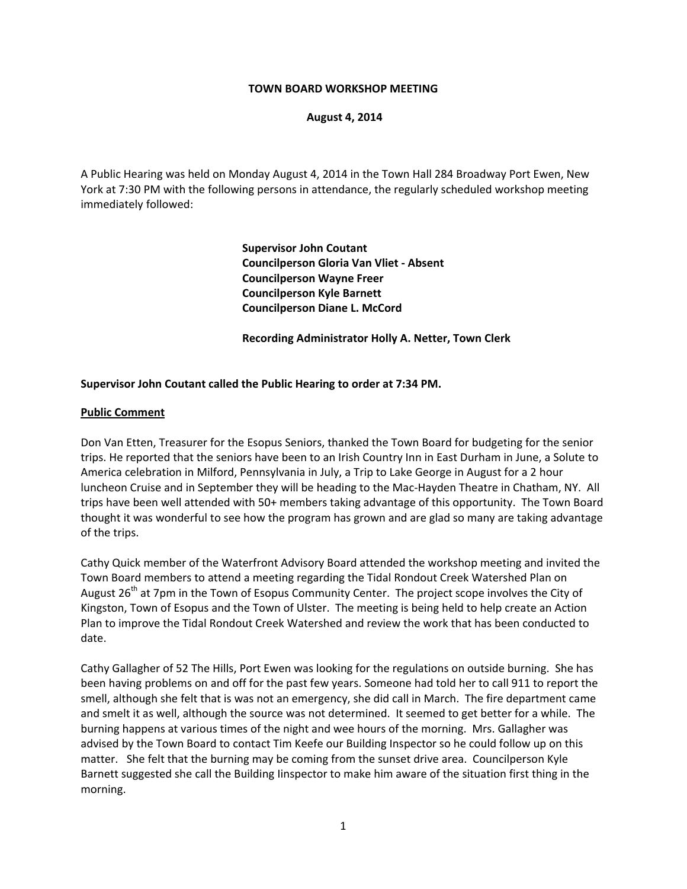**TOWN BOARD WORKSHOP MEETING**

**August 4, 2014**

A Public Hearing was held on Monday August 4, 2014 in the Town Hall 284 Broadway Port Ewen, New York at 7:30 PM with the following persons in attendance, the regularly scheduled workshop meeting immediately followed:

**Supervisor John Coutant**
**Councilperson Gloria Van Vliet - Absent**
**Councilperson Wayne Freer**
**Councilperson Kyle Barnett**
**Councilperson Diane L. McCord**

**Recording Administrator Holly A. Netter, Town Clerk**

**Supervisor John Coutant called the Public Hearing to order at 7:34 PM.**

**Public Comment**

Don Van Etten, Treasurer for the Esopus Seniors, thanked the Town Board for budgeting for the senior trips. He reported that the seniors have been to an Irish Country Inn in East Durham in June, a Solute to America celebration in Milford, Pennsylvania in July, a Trip to Lake George in August for a 2 hour luncheon Cruise and in September they will be heading to the Mac-Hayden Theatre in Chatham, NY. All trips have been well attended with 50+ members taking advantage of this opportunity. The Town Board thought it was wonderful to see how the program has grown and are glad so many are taking advantage of the trips.

Cathy Quick member of the Waterfront Advisory Board attended the workshop meeting and invited the Town Board members to attend a meeting regarding the Tidal Rondout Creek Watershed Plan on August 26th at 7pm in the Town of Esopus Community Center. The project scope involves the City of Kingston, Town of Esopus and the Town of Ulster. The meeting is being held to help create an Action Plan to improve the Tidal Rondout Creek Watershed and review the work that has been conducted to date.

Cathy Gallagher of 52 The Hills, Port Ewen was looking for the regulations on outside burning. She has been having problems on and off for the past few years. Someone had told her to call 911 to report the smell, although she felt that is was not an emergency, she did call in March. The fire department came and smelt it as well, although the source was not determined. It seemed to get better for a while. The burning happens at various times of the night and wee hours of the morning. Mrs. Gallagher was advised by the Town Board to contact Tim Keefe our Building Inspector so he could follow up on this matter. She felt that the burning may be coming from the sunset drive area. Councilperson Kyle Barnett suggested she call the Building Iinspector to make him aware of the situation first thing in the morning.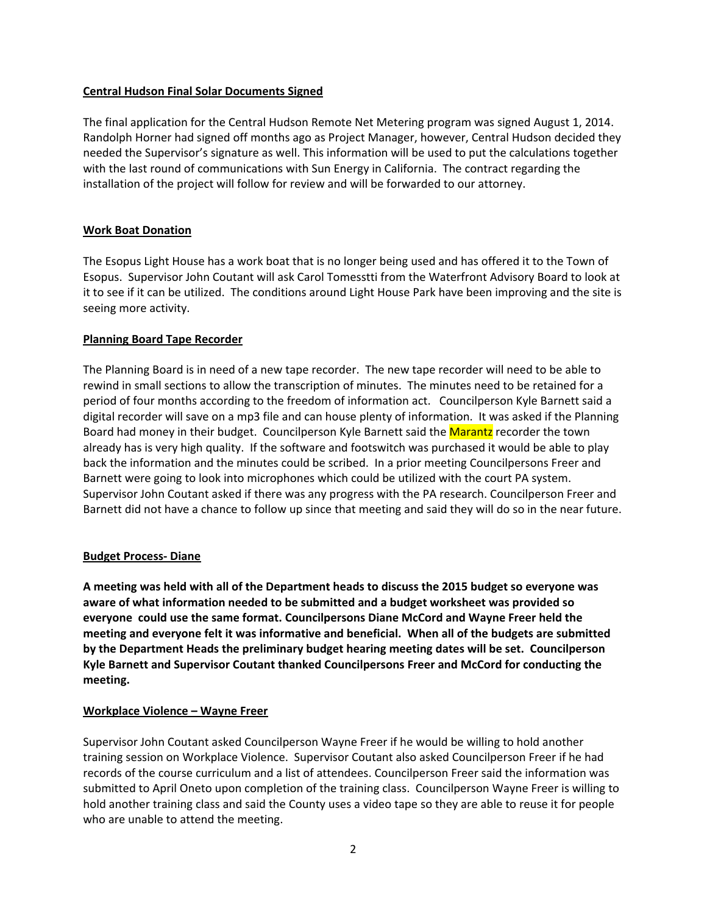**Central Hudson Final Solar Documents Signed**

The final application for the Central Hudson Remote Net Metering program was signed August 1, 2014. Randolph Horner had signed off months ago as Project Manager, however, Central Hudson decided they needed the Supervisor's signature as well. This information will be used to put the calculations together with the last round of communications with Sun Energy in California. The contract regarding the installation of the project will follow for review and will be forwarded to our attorney.

**Work Boat Donation**

The Esopus Light House has a work boat that is no longer being used and has offered it to the Town of Esopus. Supervisor John Coutant will ask Carol Tomesstti from the Waterfront Advisory Board to look at it to see if it can be utilized. The conditions around Light House Park have been improving and the site is seeing more activity.

**Planning Board Tape Recorder**

The Planning Board is in need of a new tape recorder. The new tape recorder will need to be able to rewind in small sections to allow the transcription of minutes. The minutes need to be retained for a period of four months according to the freedom of information act. Councilperson Kyle Barnett said a digital recorder will save on a mp3 file and can house plenty of information. It was asked if the Planning Board had money in their budget. Councilperson Kyle Barnett said the Marantz recorder the town already has is very high quality. If the software and footswitch was purchased it would be able to play back the information and the minutes could be scribed. In a prior meeting Councilpersons Freer and Barnett were going to look into microphones which could be utilized with the court PA system. Supervisor John Coutant asked if there was any progress with the PA research. Councilperson Freer and Barnett did not have a chance to follow up since that meeting and said they will do so in the near future.

**Budget Process- Diane**

**A meeting was held with all of the Department heads to discuss the 2015 budget so everyone was aware of what information needed to be submitted and a budget worksheet was provided so everyone could use the same format. Councilpersons Diane McCord and Wayne Freer held the meeting and everyone felt it was informative and beneficial. When all of the budgets are submitted by the Department Heads the preliminary budget hearing meeting dates will be set. Councilperson Kyle Barnett and Supervisor Coutant thanked Councilpersons Freer and McCord for conducting the meeting.**

**Workplace Violence – Wayne Freer**

Supervisor John Coutant asked Councilperson Wayne Freer if he would be willing to hold another training session on Workplace Violence. Supervisor Coutant also asked Councilperson Freer if he had records of the course curriculum and a list of attendees. Councilperson Freer said the information was submitted to April Oneto upon completion of the training class. Councilperson Wayne Freer is willing to hold another training class and said the County uses a video tape so they are able to reuse it for people who are unable to attend the meeting.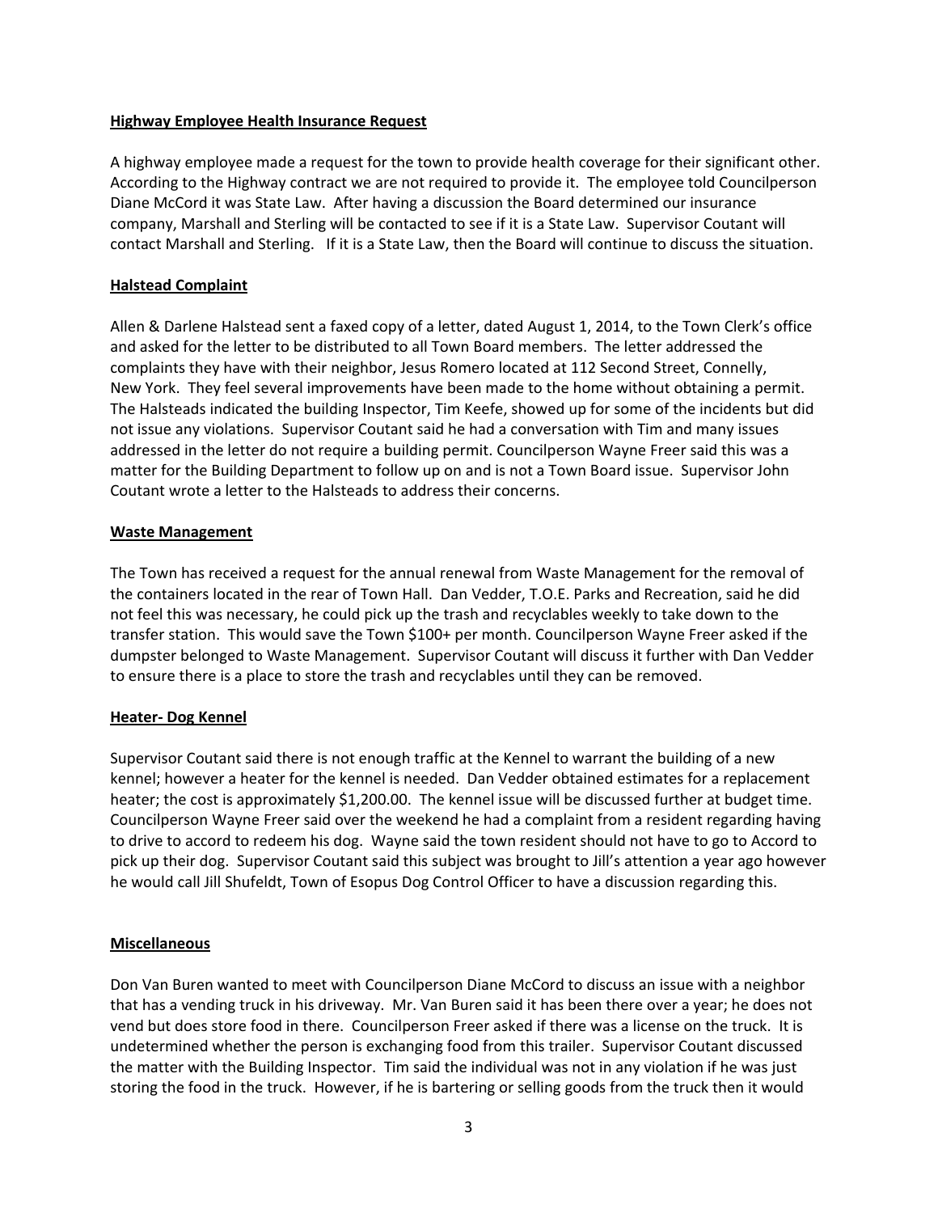**Highway Employee Health Insurance Request**

A highway employee made a request for the town to provide health coverage for their significant other. According to the Highway contract we are not required to provide it. The employee told Councilperson Diane McCord it was State Law. After having a discussion the Board determined our insurance company, Marshall and Sterling will be contacted to see if it is a State Law. Supervisor Coutant will contact Marshall and Sterling. If it is a State Law, then the Board will continue to discuss the situation.

**Halstead Complaint**

Allen & Darlene Halstead sent a faxed copy of a letter, dated August 1, 2014, to the Town Clerk's office and asked for the letter to be distributed to all Town Board members. The letter addressed the complaints they have with their neighbor, Jesus Romero located at 112 Second Street, Connelly, New York. They feel several improvements have been made to the home without obtaining a permit. The Halsteads indicated the building Inspector, Tim Keefe, showed up for some of the incidents but did not issue any violations. Supervisor Coutant said he had a conversation with Tim and many issues addressed in the letter do not require a building permit. Councilperson Wayne Freer said this was a matter for the Building Department to follow up on and is not a Town Board issue. Supervisor John Coutant wrote a letter to the Halsteads to address their concerns.

**Waste Management**

The Town has received a request for the annual renewal from Waste Management for the removal of the containers located in the rear of Town Hall. Dan Vedder, T.O.E. Parks and Recreation, said he did not feel this was necessary, he could pick up the trash and recyclables weekly to take down to the transfer station. This would save the Town $100+ per month. Councilperson Wayne Freer asked if the dumpster belonged to Waste Management. Supervisor Coutant will discuss it further with Dan Vedder to ensure there is a place to store the trash and recyclables until they can be removed.

**Heater- Dog Kennel**

Supervisor Coutant said there is not enough traffic at the Kennel to warrant the building of a new kennel; however a heater for the kennel is needed. Dan Vedder obtained estimates for a replacement heater; the cost is approximately $1,200.00. The kennel issue will be discussed further at budget time. Councilperson Wayne Freer said over the weekend he had a complaint from a resident regarding having to drive to accord to redeem his dog. Wayne said the town resident should not have to go to Accord to pick up their dog. Supervisor Coutant said this subject was brought to Jill's attention a year ago however he would call Jill Shufeldt, Town of Esopus Dog Control Officer to have a discussion regarding this.

**Miscellaneous**

Don Van Buren wanted to meet with Councilperson Diane McCord to discuss an issue with a neighbor that has a vending truck in his driveway. Mr. Van Buren said it has been there over a year; he does not vend but does store food in there. Councilperson Freer asked if there was a license on the truck. It is undetermined whether the person is exchanging food from this trailer. Supervisor Coutant discussed the matter with the Building Inspector. Tim said the individual was not in any violation if he was just storing the food in the truck. However, if he is bartering or selling goods from the truck then it would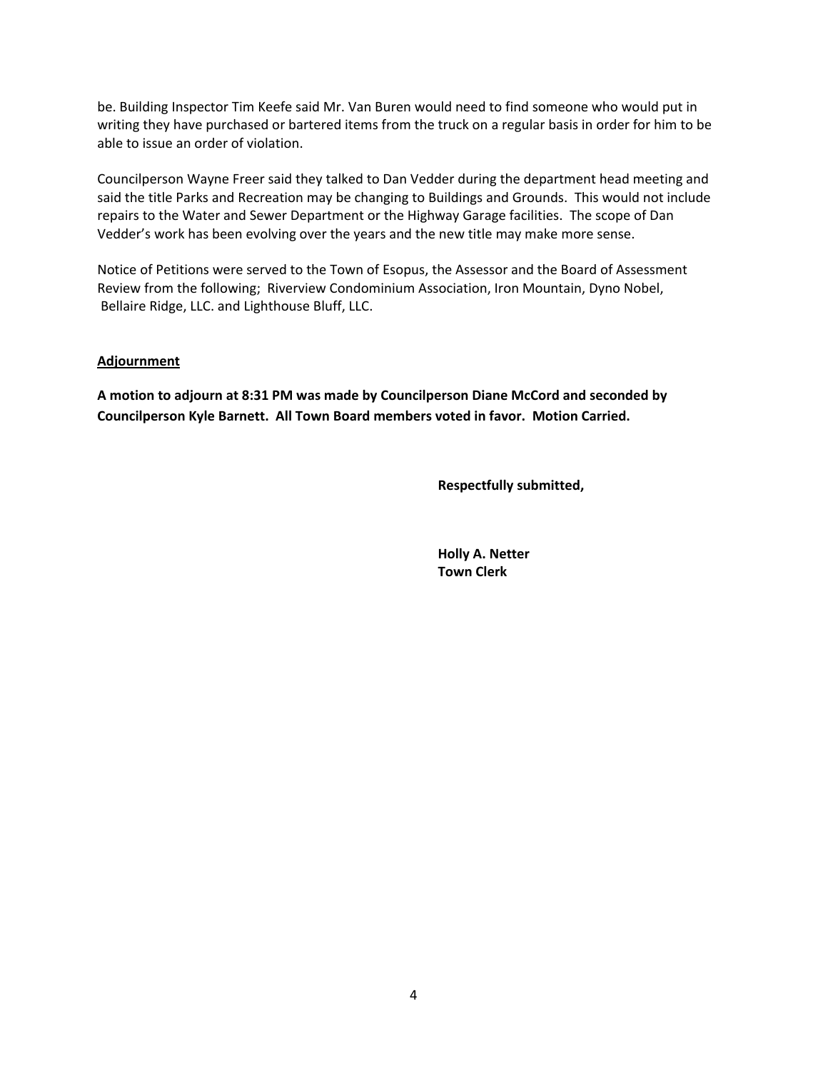be. Building Inspector Tim Keefe said Mr. Van Buren would need to find someone who would put in writing they have purchased or bartered items from the truck on a regular basis in order for him to be able to issue an order of violation.

Councilperson Wayne Freer said they talked to Dan Vedder during the department head meeting and said the title Parks and Recreation may be changing to Buildings and Grounds. This would not include repairs to the Water and Sewer Department or the Highway Garage facilities. The scope of Dan Vedder's work has been evolving over the years and the new title may make more sense.

Notice of Petitions were served to the Town of Esopus, the Assessor and the Board of Assessment Review from the following; Riverview Condominium Association, Iron Mountain, Dyno Nobel, Bellaire Ridge, LLC. and Lighthouse Bluff, LLC.

**Adjournment**

**A motion to adjourn at 8:31 PM was made by Councilperson Diane McCord and seconded by Councilperson Kyle Barnett. All Town Board members voted in favor. Motion Carried.**

**Respectfully submitted,**

**Holly A. Netter**
**Town Clerk**